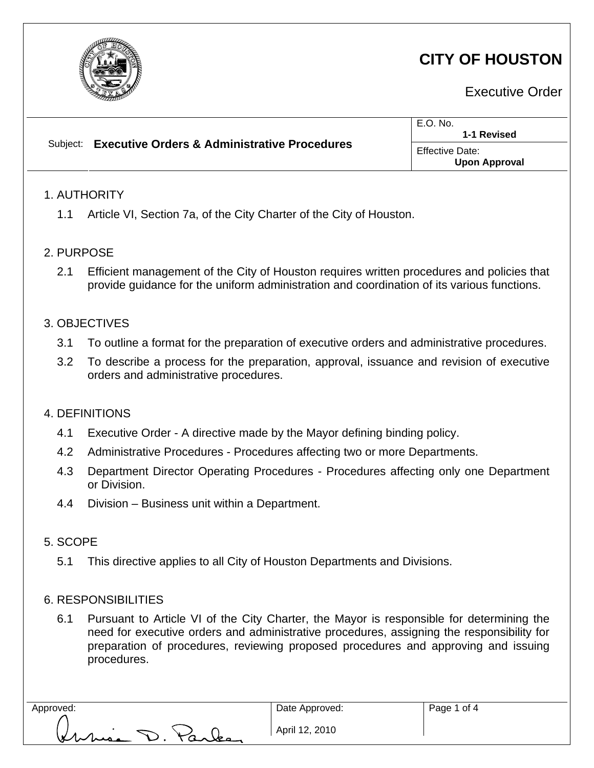# CITY OF HOUSTON

Executive Order

| Subject: **Executive Orders & Administrative Procedures** | E.O. No. **1-1 Revised** |
| --- | --- |
| | Effective Date: **Upon Approval** |

## 1. AUTHORITY

1.1 Article VI, Section 7a, of the City Charter of the City of Houston.

## 2. PURPOSE

2.1 Efficient management of the City of Houston requires written procedures and policies that provide guidance for the uniform administration and coordination of its various functions.

## 3. OBJECTIVES

3.1 To outline a format for the preparation of executive orders and administrative procedures.

3.2 To describe a process for the preparation, approval, issuance and revision of executive orders and administrative procedures.

## 4. DEFINITIONS

4.1 Executive Order - A directive made by the Mayor defining binding policy.

4.2 Administrative Procedures - Procedures affecting two or more Departments.

4.3 Department Director Operating Procedures - Procedures affecting only one Department or Division.

4.4 Division – Business unit within a Department.

## 5. SCOPE

5.1 This directive applies to all City of Houston Departments and Divisions.

## 6. RESPONSIBILITIES

6.1 Pursuant to Article VI of the City Charter, the Mayor is responsible for determining the need for executive orders and administrative procedures, assigning the responsibility for preparation of procedures, reviewing proposed procedures and approving and issuing procedures.

| Approved: | Date Approved: |
| --- | --- |
| Annise D. Parker | April 12, 2010 |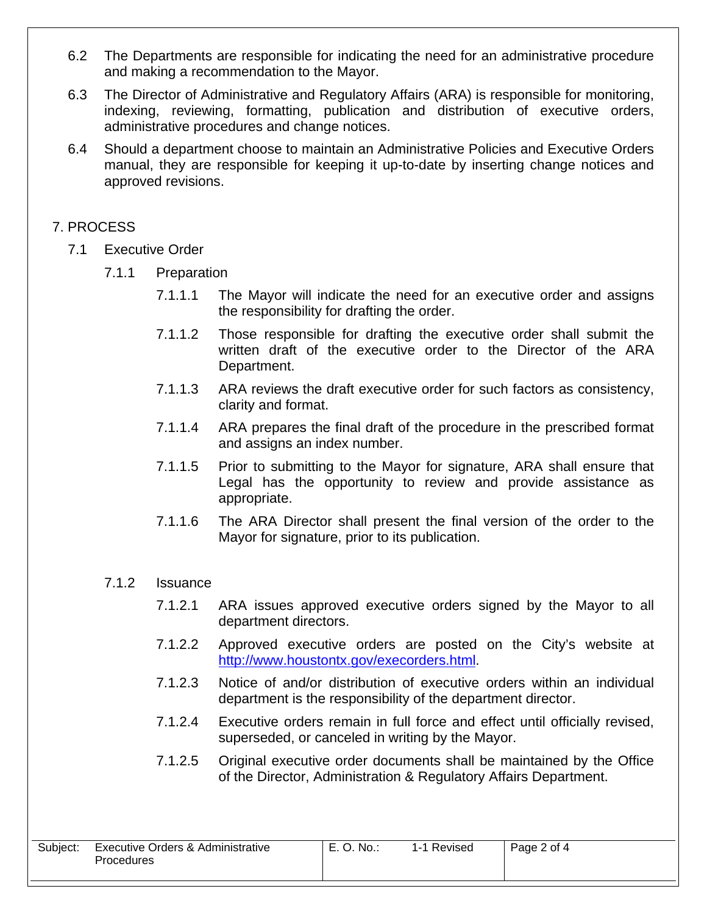6.2 The Departments are responsible for indicating the need for an administrative procedure and making a recommendation to the Mayor.

6.3 The Director of Administrative and Regulatory Affairs (ARA) is responsible for monitoring, indexing, reviewing, formatting, publication and distribution of executive orders, administrative procedures and change notices.

6.4 Should a department choose to maintain an Administrative Policies and Executive Orders manual, they are responsible for keeping it up-to-date by inserting change notices and approved revisions.

## 7. PROCESS

### 7.1 Executive Order

#### 7.1.1 Preparation

7.1.1.1 The Mayor will indicate the need for an executive order and assigns the responsibility for drafting the order.

7.1.1.2 Those responsible for drafting the executive order shall submit the written draft of the executive order to the Director of the ARA Department.

7.1.1.3 ARA reviews the draft executive order for such factors as consistency, clarity and format.

7.1.1.4 ARA prepares the final draft of the procedure in the prescribed format and assigns an index number.

7.1.1.5 Prior to submitting to the Mayor for signature, ARA shall ensure that Legal has the opportunity to review and provide assistance as appropriate.

7.1.1.6 The ARA Director shall present the final version of the order to the Mayor for signature, prior to its publication.

#### 7.1.2 Issuance

7.1.2.1 ARA issues approved executive orders signed by the Mayor to all department directors.

7.1.2.2 Approved executive orders are posted on the City's website at [http://www.houstontx.gov/execorders.html](http://www.houstontx.gov/execorders.html).

7.1.2.3 Notice of and/or distribution of executive orders within an individual department is the responsibility of the department director.

7.1.2.4 Executive orders remain in full force and effect until officially revised, superseded, or canceled in writing by the Mayor.

7.1.2.5 Original executive order documents shall be maintained by the Office of the Director, Administration & Regulatory Affairs Department.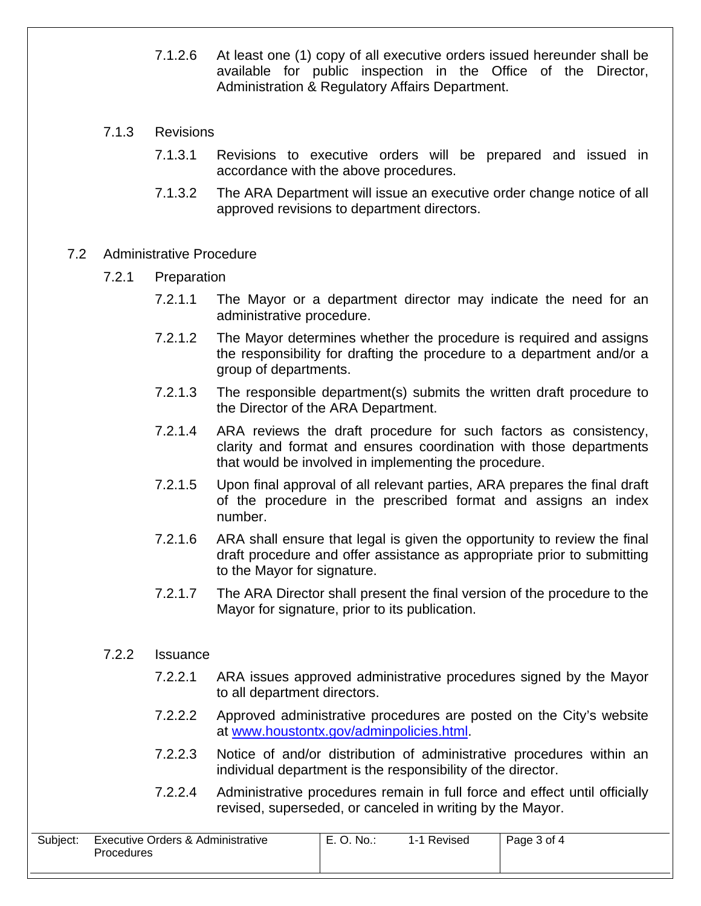7.1.2.6 At least one (1) copy of all executive orders issued hereunder shall be available for public inspection in the Office of the Director, Administration & Regulatory Affairs Department.

7.1.3 Revisions

7.1.3.1 Revisions to executive orders will be prepared and issued in accordance with the above procedures.

7.1.3.2 The ARA Department will issue an executive order change notice of all approved revisions to department directors.

7.2 Administrative Procedure

7.2.1 Preparation

7.2.1.1 The Mayor or a department director may indicate the need for an administrative procedure.

7.2.1.2 The Mayor determines whether the procedure is required and assigns the responsibility for drafting the procedure to a department and/or a group of departments.

7.2.1.3 The responsible department(s) submits the written draft procedure to the Director of the ARA Department.

7.2.1.4 ARA reviews the draft procedure for such factors as consistency, clarity and format and ensures coordination with those departments that would be involved in implementing the procedure.

7.2.1.5 Upon final approval of all relevant parties, ARA prepares the final draft of the procedure in the prescribed format and assigns an index number.

7.2.1.6 ARA shall ensure that legal is given the opportunity to review the final draft procedure and offer assistance as appropriate prior to submitting to the Mayor for signature.

7.2.1.7 The ARA Director shall present the final version of the procedure to the Mayor for signature, prior to its publication.

7.2.2 Issuance

7.2.2.1 ARA issues approved administrative procedures signed by the Mayor to all department directors.

7.2.2.2 Approved administrative procedures are posted on the City's website at www.houstontx.gov/adminpolicies.html.

7.2.2.3 Notice of and/or distribution of administrative procedures within an individual department is the responsibility of the director.

7.2.2.4 Administrative procedures remain in full force and effect until officially revised, superseded, or canceled in writing by the Mayor.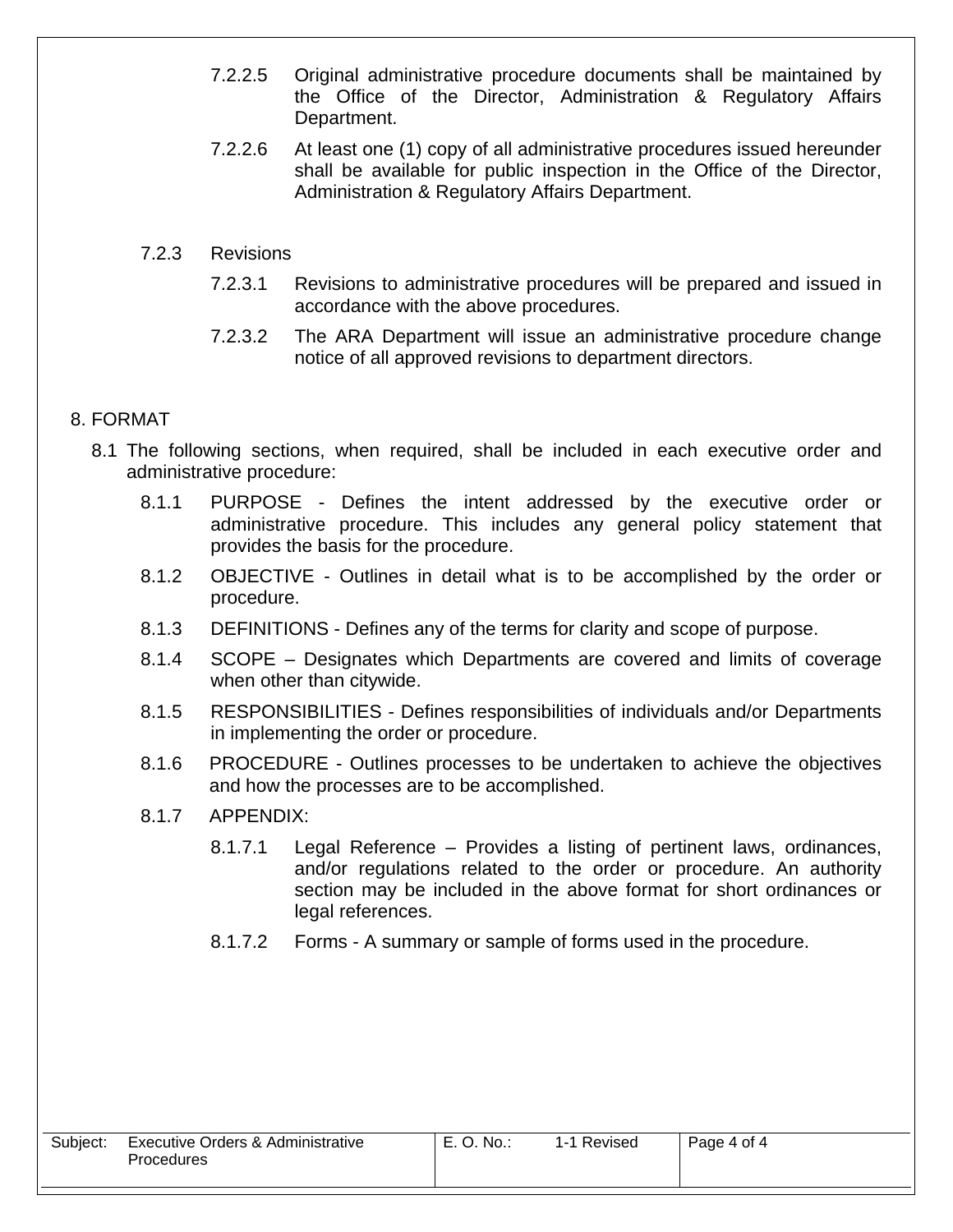7.2.2.5 Original administrative procedure documents shall be maintained by the Office of the Director, Administration & Regulatory Affairs Department.

7.2.2.6 At least one (1) copy of all administrative procedures issued hereunder shall be available for public inspection in the Office of the Director, Administration & Regulatory Affairs Department.

7.2.3 Revisions

7.2.3.1 Revisions to administrative procedures will be prepared and issued in accordance with the above procedures.

7.2.3.2 The ARA Department will issue an administrative procedure change notice of all approved revisions to department directors.

## 8. FORMAT

8.1 The following sections, when required, shall be included in each executive order and administrative procedure:

8.1.1 PURPOSE - Defines the intent addressed by the executive order or administrative procedure. This includes any general policy statement that provides the basis for the procedure.

8.1.2 OBJECTIVE - Outlines in detail what is to be accomplished by the order or procedure.

8.1.3 DEFINITIONS - Defines any of the terms for clarity and scope of purpose.

8.1.4 SCOPE – Designates which Departments are covered and limits of coverage when other than citywide.

8.1.5 RESPONSIBILITIES - Defines responsibilities of individuals and/or Departments in implementing the order or procedure.

8.1.6 PROCEDURE - Outlines processes to be undertaken to achieve the objectives and how the processes are to be accomplished.

8.1.7 APPENDIX:

8.1.7.1 Legal Reference – Provides a listing of pertinent laws, ordinances, and/or regulations related to the order or procedure. An authority section may be included in the above format for short ordinances or legal references.

8.1.7.2 Forms - A summary or sample of forms used in the procedure.